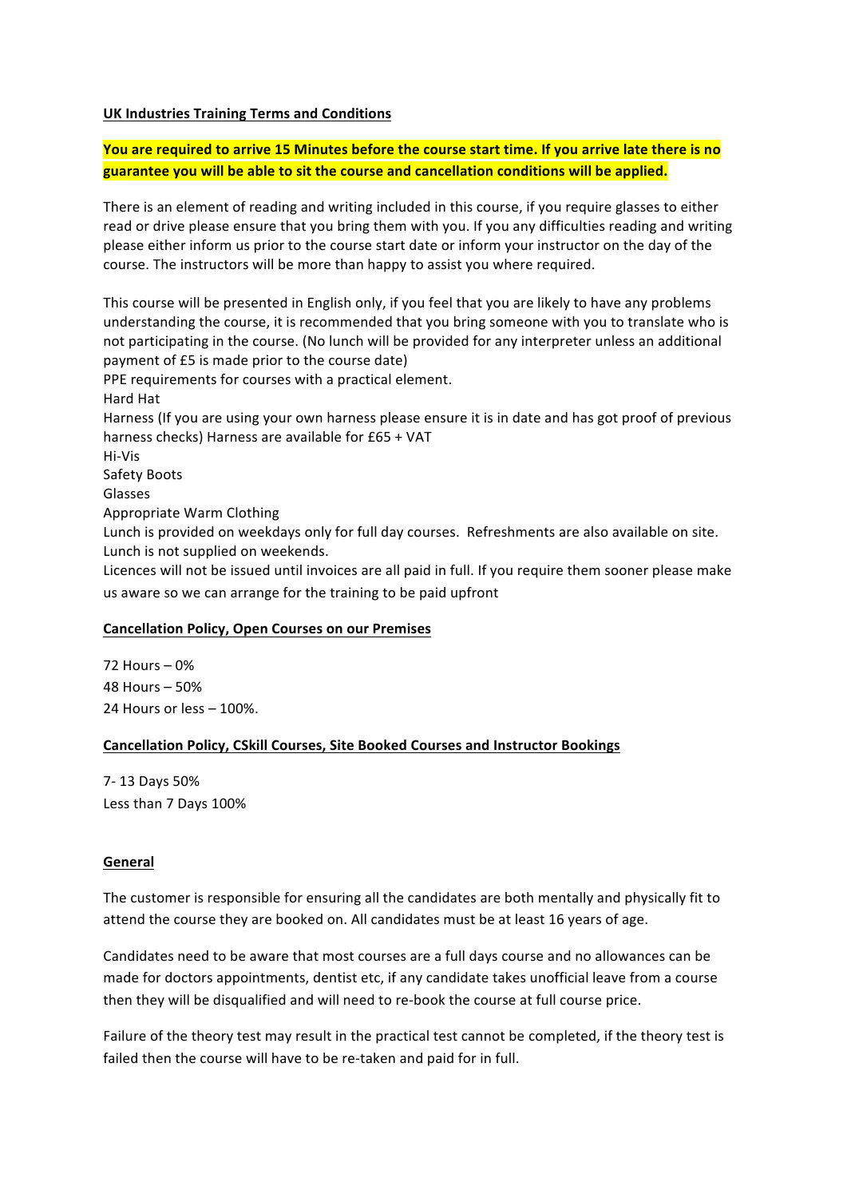**UK Industries Training Terms and Conditions**

**You are required to arrive 15 Minutes before the course start time. If you arrive late there is no guarantee you will be able to sit the course and cancellation conditions will be applied.**

There is an element of reading and writing included in this course, if you require glasses to either read or drive please ensure that you bring them with you. If you any difficulties reading and writing please either inform us prior to the course start date or inform your instructor on the day of the course. The instructors will be more than happy to assist you where required.

This course will be presented in English only, if you feel that you are likely to have any problems understanding the course, it is recommended that you bring someone with you to translate who is not participating in the course. (No lunch will be provided for any interpreter unless an additional payment of £5 is made prior to the course date)
PPE requirements for courses with a practical element.
Hard Hat
Harness (If you are using your own harness please ensure it is in date and has got proof of previous harness checks) Harness are available for £65 + VAT
Hi-Vis
Safety Boots
Glasses
Appropriate Warm Clothing
Lunch is provided on weekdays only for full day courses. Refreshments are also available on site. Lunch is not supplied on weekends.
Licences will not be issued until invoices are all paid in full. If you require them sooner please make us aware so we can arrange for the training to be paid upfront

**Cancellation Policy, Open Courses on our Premises**

72 Hours – 0%
48 Hours – 50%
24 Hours or less – 100%.

**Cancellation Policy, CSkill Courses, Site Booked Courses and Instructor Bookings**

7- 13 Days 50%
Less than 7 Days 100%

**General**

The customer is responsible for ensuring all the candidates are both mentally and physically fit to attend the course they are booked on. All candidates must be at least 16 years of age.

Candidates need to be aware that most courses are a full days course and no allowances can be made for doctors appointments, dentist etc, if any candidate takes unofficial leave from a course then they will be disqualified and will need to re-book the course at full course price.

Failure of the theory test may result in the practical test cannot be completed, if the theory test is failed then the course will have to be re-taken and paid for in full.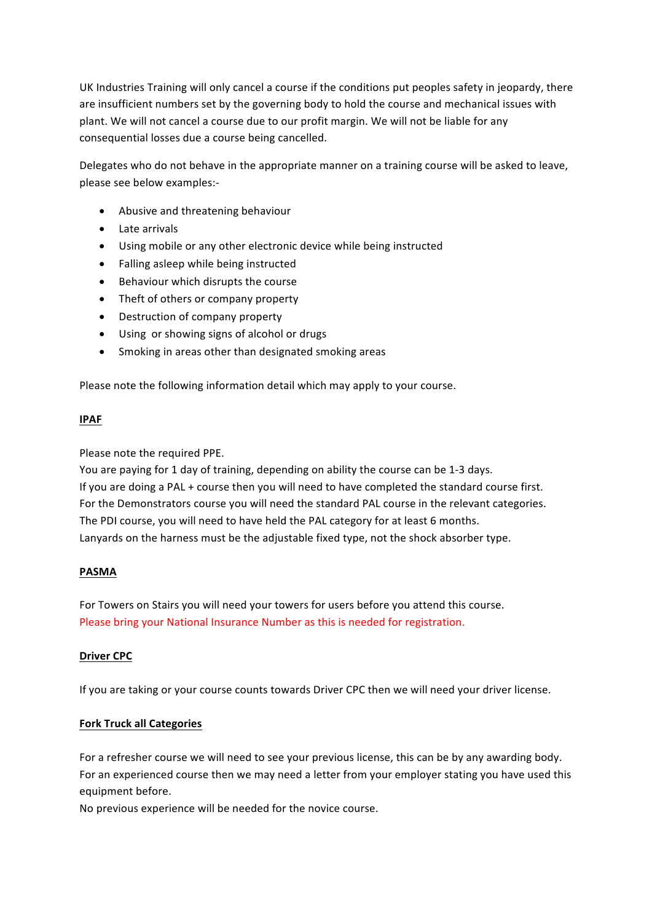UK Industries Training will only cancel a course if the conditions put peoples safety in jeopardy, there are insufficient numbers set by the governing body to hold the course and mechanical issues with plant. We will not cancel a course due to our profit margin. We will not be liable for any consequential losses due a course being cancelled.

Delegates who do not behave in the appropriate manner on a training course will be asked to leave, please see below examples:-

- Abusive and threatening behaviour
- Late arrivals
- Using mobile or any other electronic device while being instructed
- Falling asleep while being instructed
- Behaviour which disrupts the course
- Theft of others or company property
- Destruction of company property
- Using or showing signs of alcohol or drugs
- Smoking in areas other than designated smoking areas

Please note the following information detail which may apply to your course.

**IPAF**

Please note the required PPE.
You are paying for 1 day of training, depending on ability the course can be 1-3 days.
If you are doing a PAL + course then you will need to have completed the standard course first.
For the Demonstrators course you will need the standard PAL course in the relevant categories.
The PDI course, you will need to have held the PAL category for at least 6 months.
Lanyards on the harness must be the adjustable fixed type, not the shock absorber type.

**PASMA**

For Towers on Stairs you will need your towers for users before you attend this course.
Please bring your National Insurance Number as this is needed for registration.

**Driver CPC**

If you are taking or your course counts towards Driver CPC then we will need your driver license.

**Fork Truck all Categories**

For a refresher course we will need to see your previous license, this can be by any awarding body.
For an experienced course then we may need a letter from your employer stating you have used this equipment before.
No previous experience will be needed for the novice course.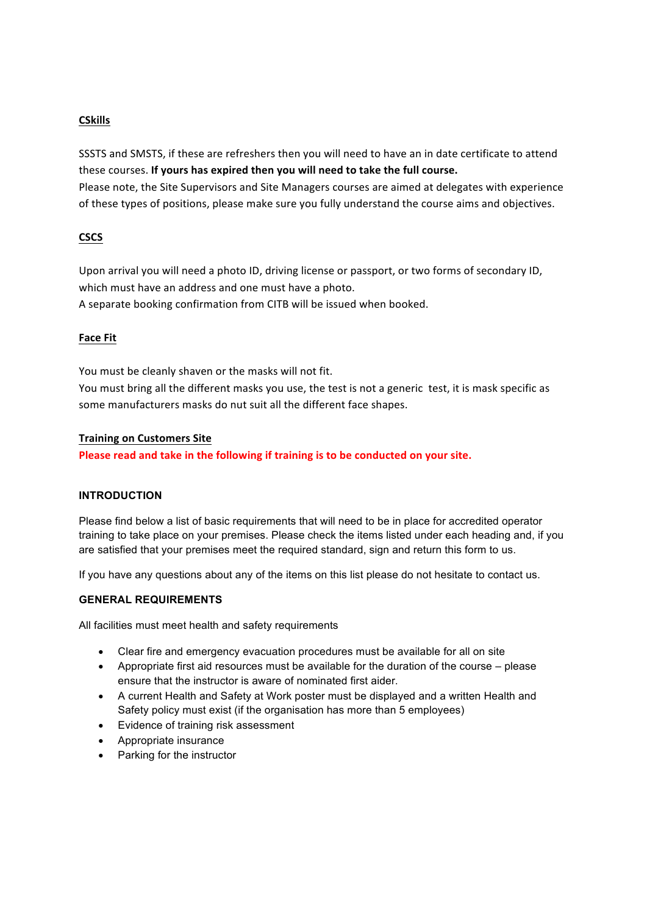**CSkills**

SSSTS and SMSTS, if these are refreshers then you will need to have an in date certificate to attend these courses. **If yours has expired then you will need to take the full course.**
Please note, the Site Supervisors and Site Managers courses are aimed at delegates with experience of these types of positions, please make sure you fully understand the course aims and objectives.

**CSCS**

Upon arrival you will need a photo ID, driving license or passport, or two forms of secondary ID, which must have an address and one must have a photo.
A separate booking confirmation from CITB will be issued when booked.

**Face Fit**

You must be cleanly shaven or the masks will not fit.
You must bring all the different masks you use, the test is not a generic test, it is mask specific as some manufacturers masks do nut suit all the different face shapes.

**Training on Customers Site**

**Please read and take in the following if training is to be conducted on your site.**

### INTRODUCTION

Please find below a list of basic requirements that will need to be in place for accredited operator training to take place on your premises. Please check the items listed under each heading and, if you are satisfied that your premises meet the required standard, sign and return this form to us.

If you have any questions about any of the items on this list please do not hesitate to contact us.

### GENERAL REQUIREMENTS

All facilities must meet health and safety requirements

- Clear fire and emergency evacuation procedures must be available for all on site
- Appropriate first aid resources must be available for the duration of the course – please ensure that the instructor is aware of nominated first aider.
- A current Health and Safety at Work poster must be displayed and a written Health and Safety policy must exist (if the organisation has more than 5 employees)
- Evidence of training risk assessment
- Appropriate insurance
- Parking for the instructor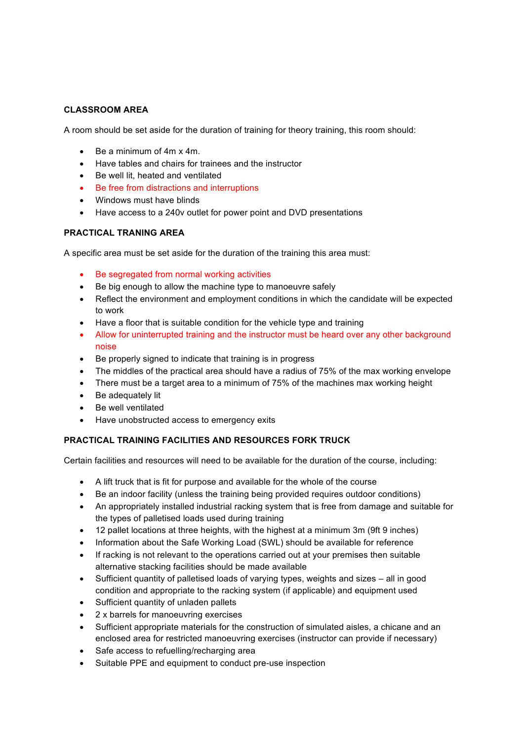**CLASSROOM AREA**

A room should be set aside for the duration of training for theory training, this room should:

- Be a minimum of 4m x 4m.
- Have tables and chairs for trainees and the instructor
- Be well lit, heated and ventilated
- Be free from distractions and interruptions
- Windows must have blinds
- Have access to a 240v outlet for power point and DVD presentations

**PRACTICAL TRANING AREA**

A specific area must be set aside for the duration of the training this area must:

- Be segregated from normal working activities
- Be big enough to allow the machine type to manoeuvre safely
- Reflect the environment and employment conditions in which the candidate will be expected to work
- Have a floor that is suitable condition for the vehicle type and training
- Allow for uninterrupted training and the instructor must be heard over any other background noise
- Be properly signed to indicate that training is in progress
- The middles of the practical area should have a radius of 75% of the max working envelope
- There must be a target area to a minimum of 75% of the machines max working height
- Be adequately lit
- Be well ventilated
- Have unobstructed access to emergency exits

**PRACTICAL TRAINING FACILITIES AND RESOURCES FORK TRUCK**

Certain facilities and resources will need to be available for the duration of the course, including:

- A lift truck that is fit for purpose and available for the whole of the course
- Be an indoor facility (unless the training being provided requires outdoor conditions)
- An appropriately installed industrial racking system that is free from damage and suitable for the types of palletised loads used during training
- 12 pallet locations at three heights, with the highest at a minimum 3m (9ft 9 inches)
- Information about the Safe Working Load (SWL) should be available for reference
- If racking is not relevant to the operations carried out at your premises then suitable alternative stacking facilities should be made available
- Sufficient quantity of palletised loads of varying types, weights and sizes – all in good condition and appropriate to the racking system (if applicable) and equipment used
- Sufficient quantity of unladen pallets
- 2 x barrels for manoeuvring exercises
- Sufficient appropriate materials for the construction of simulated aisles, a chicane and an enclosed area for restricted manoeuvring exercises (instructor can provide if necessary)
- Safe access to refuelling/recharging area
- Suitable PPE and equipment to conduct pre-use inspection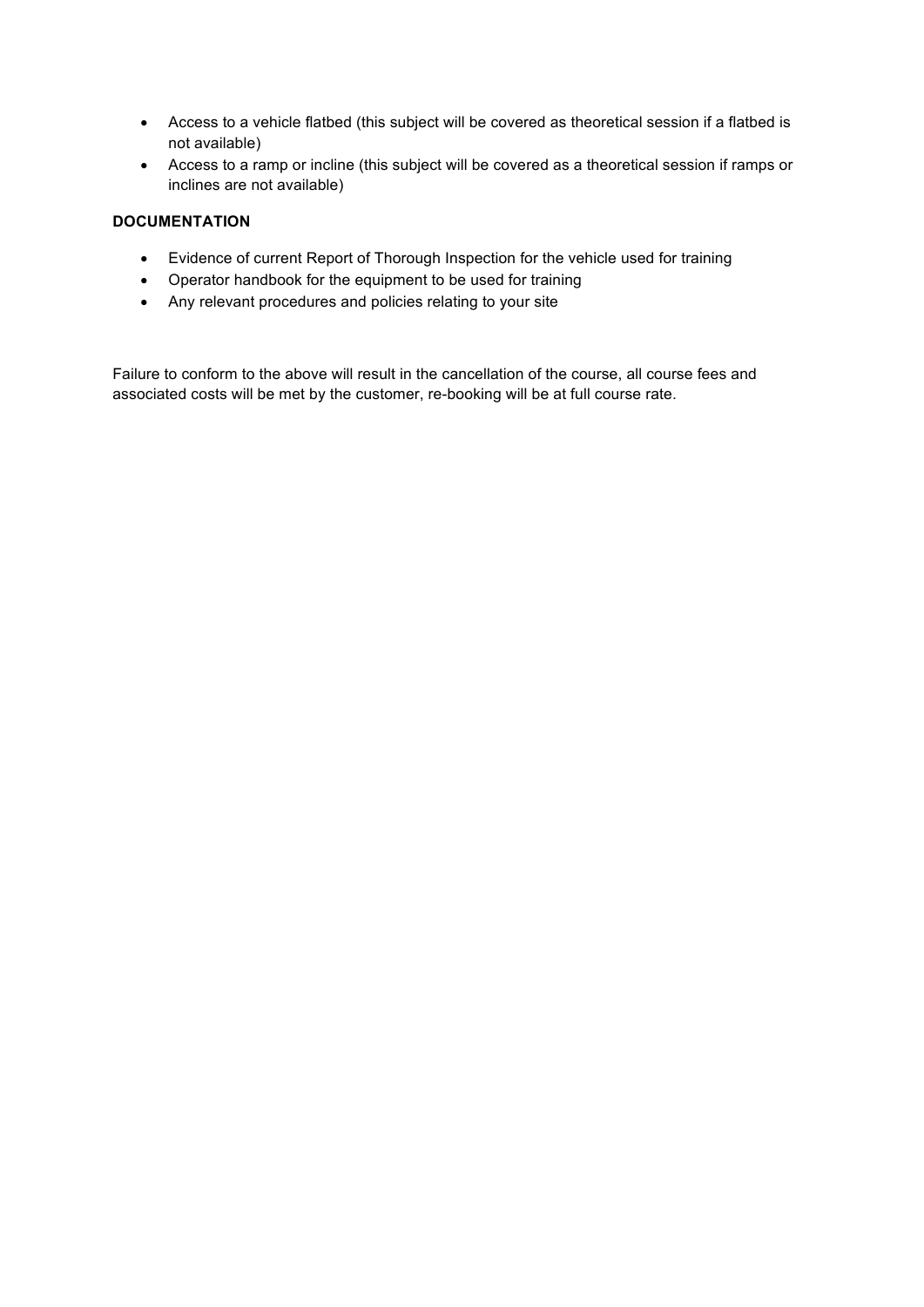- Access to a vehicle flatbed (this subject will be covered as theoretical session if a flatbed is not available)
- Access to a ramp or incline (this subject will be covered as a theoretical session if ramps or inclines are not available)

**DOCUMENTATION**

- Evidence of current Report of Thorough Inspection for the vehicle used for training
- Operator handbook for the equipment to be used for training
- Any relevant procedures and policies relating to your site

Failure to conform to the above will result in the cancellation of the course, all course fees and associated costs will be met by the customer, re-booking will be at full course rate.